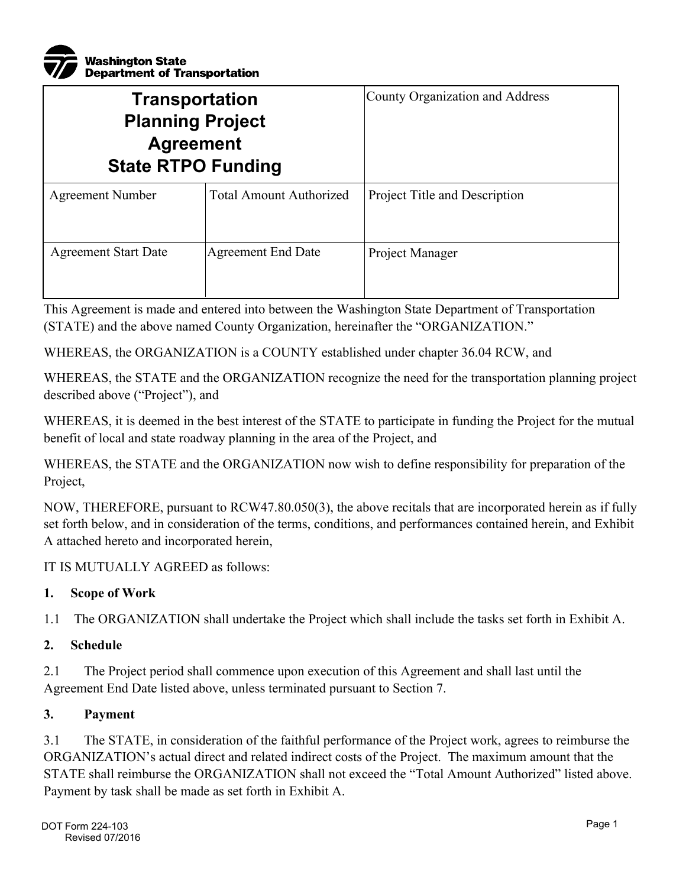Washington State Department of Transportation

| Transportation Planning Project Agreement State RTPO Funding | | County Organization and Address |
|---|---|---|
| Agreement Number | Total Amount Authorized | Project Title and Description |
| Agreement Start Date | Agreement End Date | Project Manager |

This Agreement is made and entered into between the Washington State Department of Transportation (STATE) and the above named County Organization, hereinafter the "ORGANIZATION."

WHEREAS, the ORGANIZATION is a COUNTY established under chapter 36.04 RCW, and

WHEREAS, the STATE and the ORGANIZATION recognize the need for the transportation planning project described above ("Project"), and

WHEREAS, it is deemed in the best interest of the STATE to participate in funding the Project for the mutual benefit of local and state roadway planning in the area of the Project, and

WHEREAS, the STATE and the ORGANIZATION now wish to define responsibility for preparation of the Project,

NOW, THEREFORE, pursuant to RCW47.80.050(3), the above recitals that are incorporated herein as if fully set forth below, and in consideration of the terms, conditions, and performances contained herein, and Exhibit A attached hereto and incorporated herein,

IT IS MUTUALLY AGREED as follows:

**1. Scope of Work**

1.1 The ORGANIZATION shall undertake the Project which shall include the tasks set forth in Exhibit A.

**2. Schedule**

2.1 The Project period shall commence upon execution of this Agreement and shall last until the Agreement End Date listed above, unless terminated pursuant to Section 7.

**3. Payment**

3.1 The STATE, in consideration of the faithful performance of the Project work, agrees to reimburse the ORGANIZATION's actual direct and related indirect costs of the Project. The maximum amount that the STATE shall reimburse the ORGANIZATION shall not exceed the "Total Amount Authorized" listed above. Payment by task shall be made as set forth in Exhibit A.

DOT Form 224-103
Revised 07/2016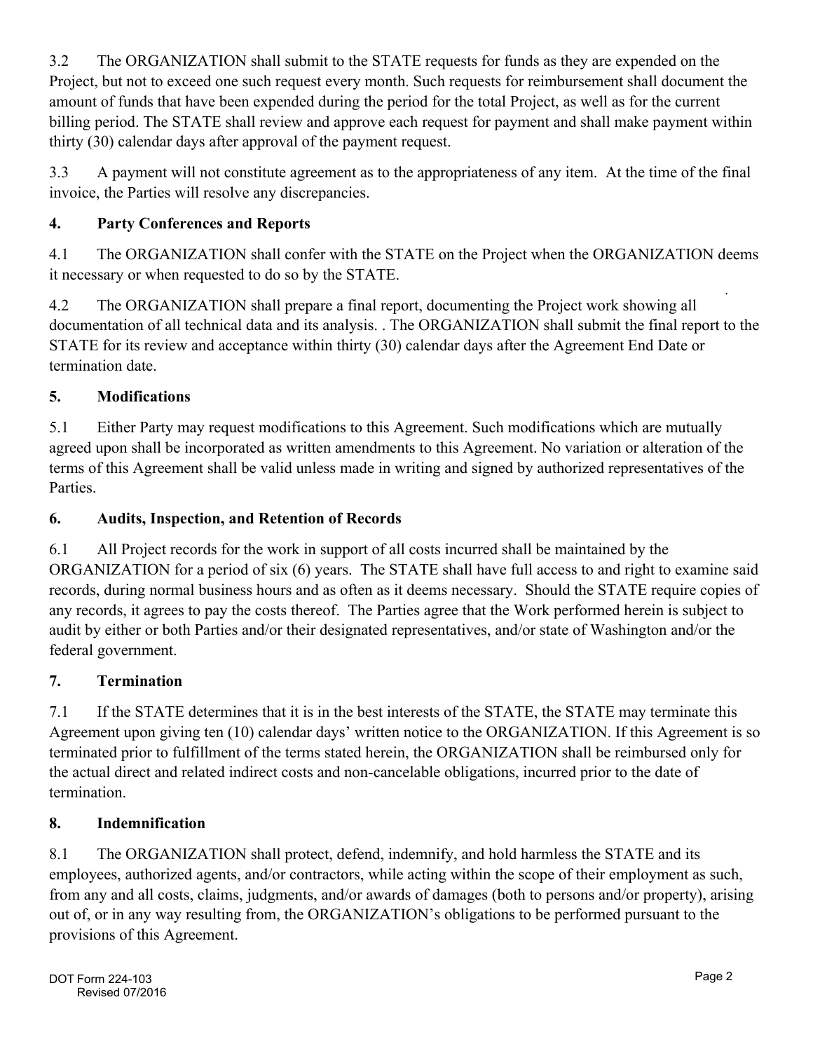3.2 The ORGANIZATION shall submit to the STATE requests for funds as they are expended on the Project, but not to exceed one such request every month. Such requests for reimbursement shall document the amount of funds that have been expended during the period for the total Project, as well as for the current billing period. The STATE shall review and approve each request for payment and shall make payment within thirty (30) calendar days after approval of the payment request.

3.3 A payment will not constitute agreement as to the appropriateness of any item. At the time of the final invoice, the Parties will resolve any discrepancies.

## 4. Party Conferences and Reports

4.1 The ORGANIZATION shall confer with the STATE on the Project when the ORGANIZATION deems it necessary or when requested to do so by the STATE.

4.2 The ORGANIZATION shall prepare a final report, documenting the Project work showing all documentation of all technical data and its analysis. . The ORGANIZATION shall submit the final report to the STATE for its review and acceptance within thirty (30) calendar days after the Agreement End Date or termination date.

## 5. Modifications

5.1 Either Party may request modifications to this Agreement. Such modifications which are mutually agreed upon shall be incorporated as written amendments to this Agreement. No variation or alteration of the terms of this Agreement shall be valid unless made in writing and signed by authorized representatives of the Parties.

## 6. Audits, Inspection, and Retention of Records

6.1 All Project records for the work in support of all costs incurred shall be maintained by the ORGANIZATION for a period of six (6) years. The STATE shall have full access to and right to examine said records, during normal business hours and as often as it deems necessary. Should the STATE require copies of any records, it agrees to pay the costs thereof. The Parties agree that the Work performed herein is subject to audit by either or both Parties and/or their designated representatives, and/or state of Washington and/or the federal government.

## 7. Termination

7.1 If the STATE determines that it is in the best interests of the STATE, the STATE may terminate this Agreement upon giving ten (10) calendar days' written notice to the ORGANIZATION. If this Agreement is so terminated prior to fulfillment of the terms stated herein, the ORGANIZATION shall be reimbursed only for the actual direct and related indirect costs and non-cancelable obligations, incurred prior to the date of termination.

## 8. Indemnification

8.1 The ORGANIZATION shall protect, defend, indemnify, and hold harmless the STATE and its employees, authorized agents, and/or contractors, while acting within the scope of their employment as such, from any and all costs, claims, judgments, and/or awards of damages (both to persons and/or property), arising out of, or in any way resulting from, the ORGANIZATION's obligations to be performed pursuant to the provisions of this Agreement.

DOT Form 224-103
Revised 07/2016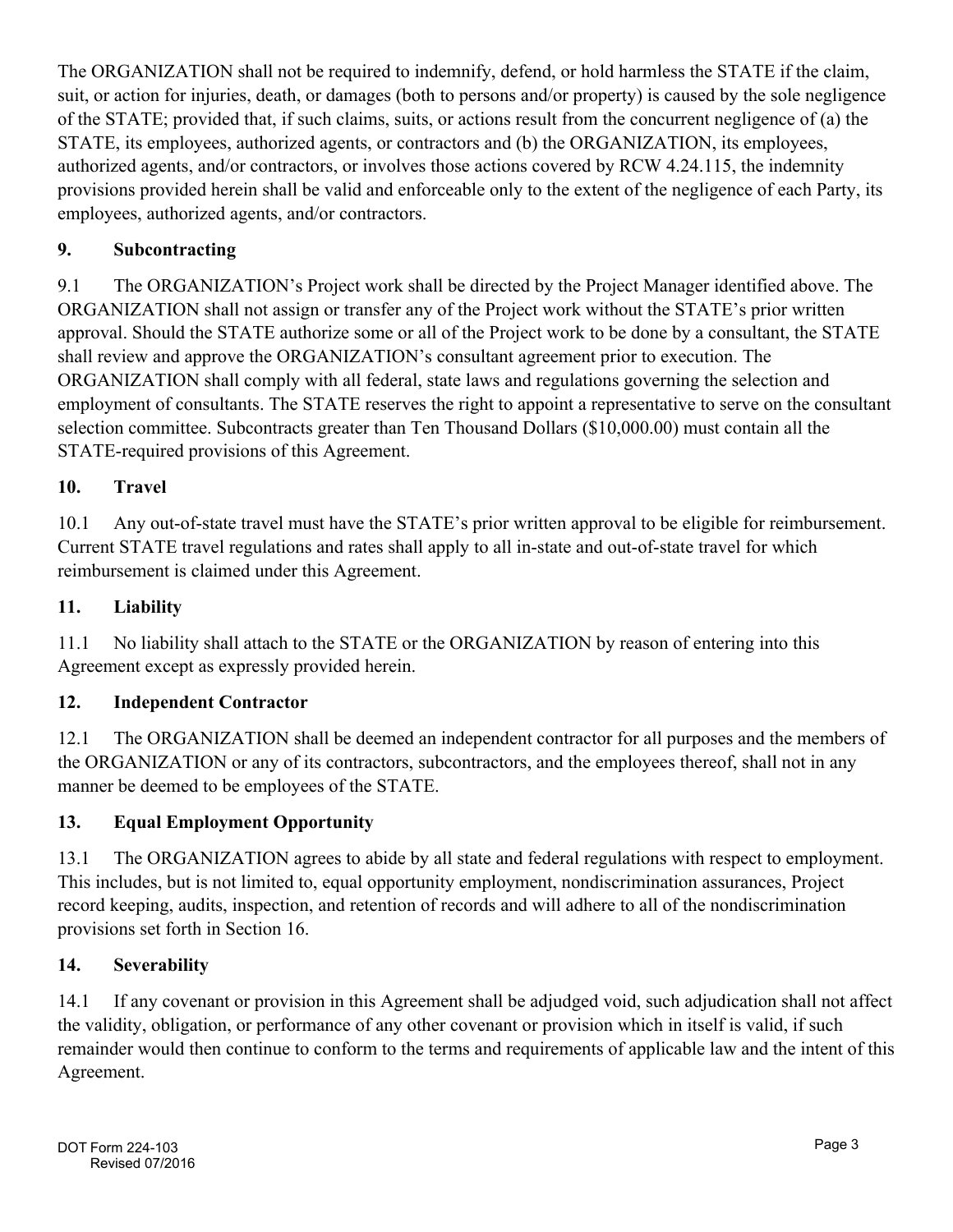The ORGANIZATION shall not be required to indemnify, defend, or hold harmless the STATE if the claim, suit, or action for injuries, death, or damages (both to persons and/or property) is caused by the sole negligence of the STATE; provided that, if such claims, suits, or actions result from the concurrent negligence of (a) the STATE, its employees, authorized agents, or contractors and (b) the ORGANIZATION, its employees, authorized agents, and/or contractors, or involves those actions covered by RCW 4.24.115, the indemnity provisions provided herein shall be valid and enforceable only to the extent of the negligence of each Party, its employees, authorized agents, and/or contractors.

## 9. Subcontracting

9.1 The ORGANIZATION's Project work shall be directed by the Project Manager identified above. The ORGANIZATION shall not assign or transfer any of the Project work without the STATE's prior written approval. Should the STATE authorize some or all of the Project work to be done by a consultant, the STATE shall review and approve the ORGANIZATION's consultant agreement prior to execution. The ORGANIZATION shall comply with all federal, state laws and regulations governing the selection and employment of consultants. The STATE reserves the right to appoint a representative to serve on the consultant selection committee. Subcontracts greater than Ten Thousand Dollars ($10,000.00) must contain all the STATE-required provisions of this Agreement.

## 10. Travel

10.1 Any out-of-state travel must have the STATE's prior written approval to be eligible for reimbursement. Current STATE travel regulations and rates shall apply to all in-state and out-of-state travel for which reimbursement is claimed under this Agreement.

## 11. Liability

11.1 No liability shall attach to the STATE or the ORGANIZATION by reason of entering into this Agreement except as expressly provided herein.

## 12. Independent Contractor

12.1 The ORGANIZATION shall be deemed an independent contractor for all purposes and the members of the ORGANIZATION or any of its contractors, subcontractors, and the employees thereof, shall not in any manner be deemed to be employees of the STATE.

## 13. Equal Employment Opportunity

13.1 The ORGANIZATION agrees to abide by all state and federal regulations with respect to employment. This includes, but is not limited to, equal opportunity employment, nondiscrimination assurances, Project record keeping, audits, inspection, and retention of records and will adhere to all of the nondiscrimination provisions set forth in Section 16.

## 14. Severability

14.1 If any covenant or provision in this Agreement shall be adjudged void, such adjudication shall not affect the validity, obligation, or performance of any other covenant or provision which in itself is valid, if such remainder would then continue to conform to the terms and requirements of applicable law and the intent of this Agreement.

DOT Form 224-103
Revised 07/2016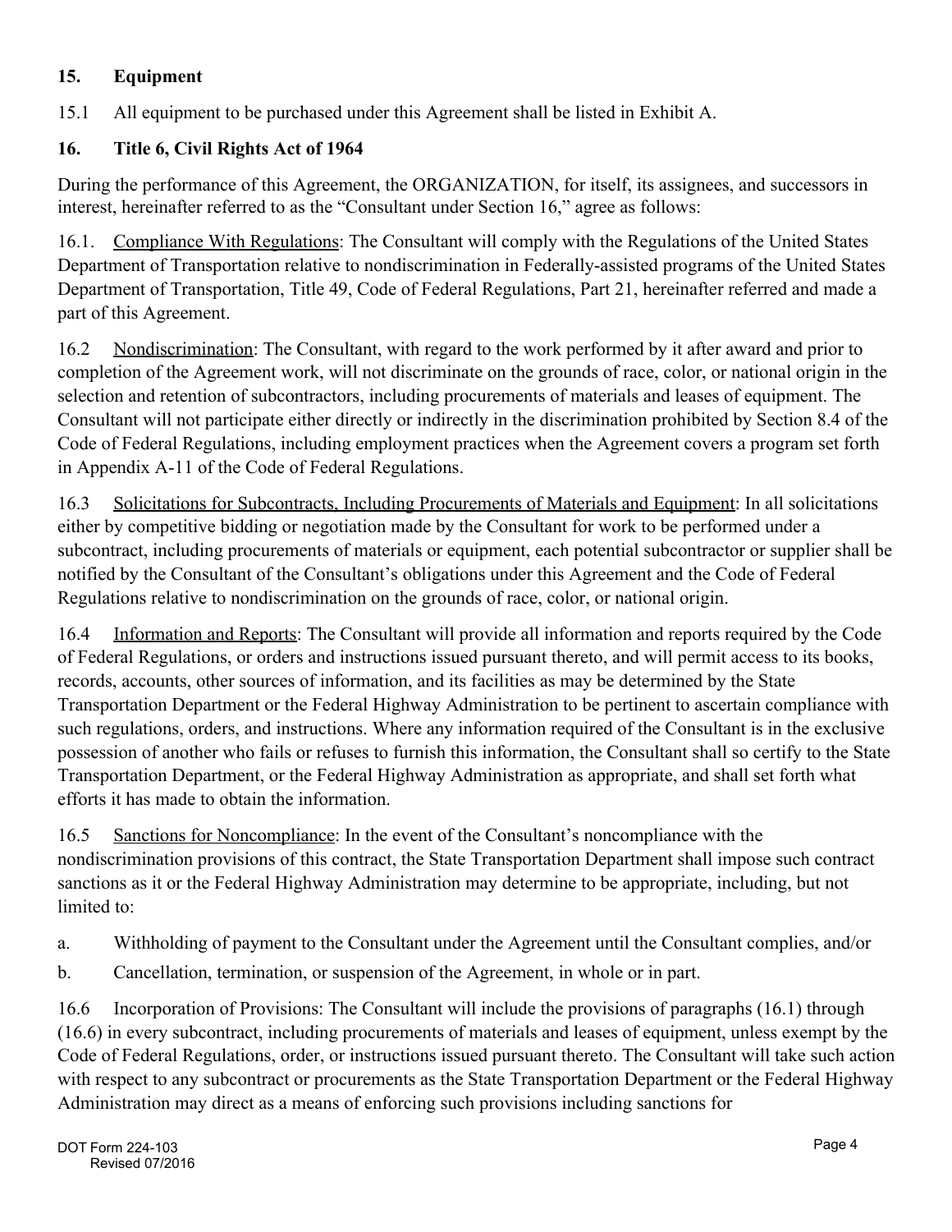## 15. Equipment

15.1 All equipment to be purchased under this Agreement shall be listed in Exhibit A.

## 16. Title 6, Civil Rights Act of 1964

During the performance of this Agreement, the ORGANIZATION, for itself, its assignees, and successors in interest, hereinafter referred to as the "Consultant under Section 16," agree as follows:

16.1. Compliance With Regulations: The Consultant will comply with the Regulations of the United States Department of Transportation relative to nondiscrimination in Federally-assisted programs of the United States Department of Transportation, Title 49, Code of Federal Regulations, Part 21, hereinafter referred and made a part of this Agreement.

16.2 Nondiscrimination: The Consultant, with regard to the work performed by it after award and prior to completion of the Agreement work, will not discriminate on the grounds of race, color, or national origin in the selection and retention of subcontractors, including procurements of materials and leases of equipment. The Consultant will not participate either directly or indirectly in the discrimination prohibited by Section 8.4 of the Code of Federal Regulations, including employment practices when the Agreement covers a program set forth in Appendix A-11 of the Code of Federal Regulations.

16.3 Solicitations for Subcontracts, Including Procurements of Materials and Equipment: In all solicitations either by competitive bidding or negotiation made by the Consultant for work to be performed under a subcontract, including procurements of materials or equipment, each potential subcontractor or supplier shall be notified by the Consultant of the Consultant's obligations under this Agreement and the Code of Federal Regulations relative to nondiscrimination on the grounds of race, color, or national origin.

16.4 Information and Reports: The Consultant will provide all information and reports required by the Code of Federal Regulations, or orders and instructions issued pursuant thereto, and will permit access to its books, records, accounts, other sources of information, and its facilities as may be determined by the State Transportation Department or the Federal Highway Administration to be pertinent to ascertain compliance with such regulations, orders, and instructions. Where any information required of the Consultant is in the exclusive possession of another who fails or refuses to furnish this information, the Consultant shall so certify to the State Transportation Department, or the Federal Highway Administration as appropriate, and shall set forth what efforts it has made to obtain the information.

16.5 Sanctions for Noncompliance: In the event of the Consultant's noncompliance with the nondiscrimination provisions of this contract, the State Transportation Department shall impose such contract sanctions as it or the Federal Highway Administration may determine to be appropriate, including, but not limited to:

a. Withholding of payment to the Consultant under the Agreement until the Consultant complies, and/or

b. Cancellation, termination, or suspension of the Agreement, in whole or in part.

16.6 Incorporation of Provisions: The Consultant will include the provisions of paragraphs (16.1) through (16.6) in every subcontract, including procurements of materials and leases of equipment, unless exempt by the Code of Federal Regulations, order, or instructions issued pursuant thereto. The Consultant will take such action with respect to any subcontract or procurements as the State Transportation Department or the Federal Highway Administration may direct as a means of enforcing such provisions including sanctions for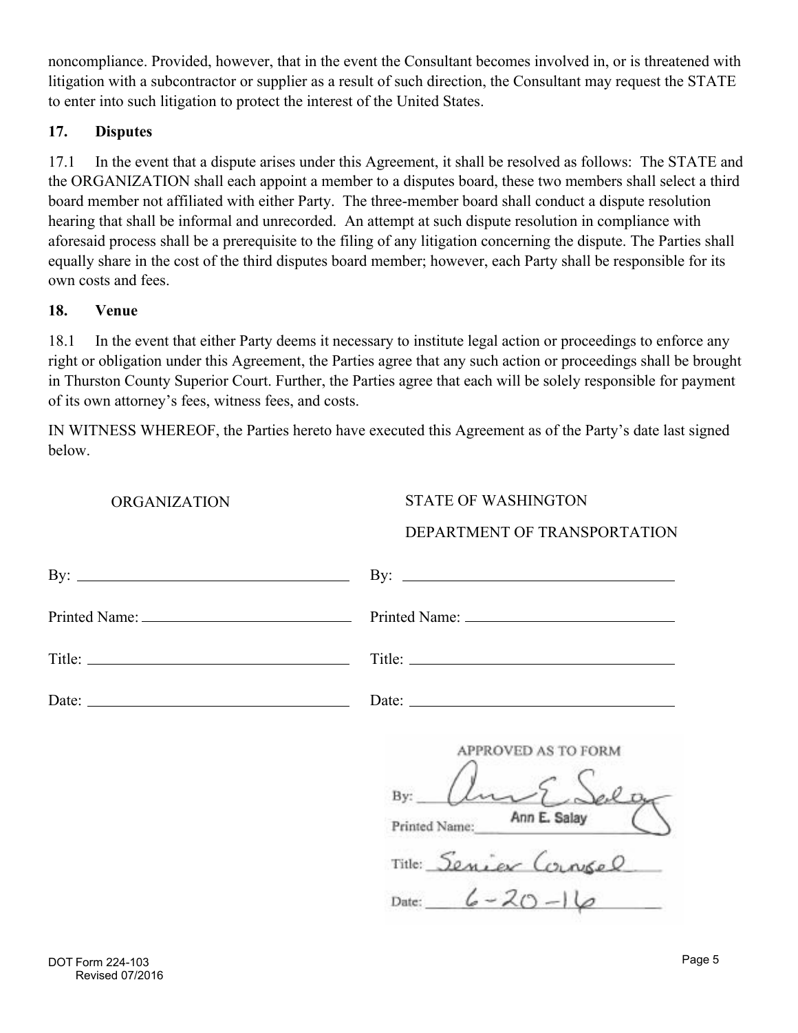noncompliance. Provided, however, that in the event the Consultant becomes involved in, or is threatened with litigation with a subcontractor or supplier as a result of such direction, the Consultant may request the STATE to enter into such litigation to protect the interest of the United States.

## 17. Disputes

17.1 In the event that a dispute arises under this Agreement, it shall be resolved as follows: The STATE and the ORGANIZATION shall each appoint a member to a disputes board, these two members shall select a third board member not affiliated with either Party. The three-member board shall conduct a dispute resolution hearing that shall be informal and unrecorded. An attempt at such dispute resolution in compliance with aforesaid process shall be a prerequisite to the filing of any litigation concerning the dispute. The Parties shall equally share in the cost of the third disputes board member; however, each Party shall be responsible for its own costs and fees.

## 18. Venue

18.1 In the event that either Party deems it necessary to institute legal action or proceedings to enforce any right or obligation under this Agreement, the Parties agree that any such action or proceedings shall be brought in Thurston County Superior Court. Further, the Parties agree that each will be solely responsible for payment of its own attorney's fees, witness fees, and costs.

IN WITNESS WHEREOF, the Parties hereto have executed this Agreement as of the Party's date last signed below.

| ORGANIZATION | STATE OF WASHINGTON DEPARTMENT OF TRANSPORTATION |
| --- | --- |
| By: ______________________ | By: ______________________ |
| Printed Name: ______________________ | Printed Name: ______________________ |
| Title: ______________________ | Title: ______________________ |
| Date: ______________________ | Date: ______________________ |

APPROVED AS TO FORM

By: Ann E. Salay

Printed Name: Ann E. Salay

Title: Senior Counsel

Date: 6-20-16

DOT Form 224-103
Revised 07/2016